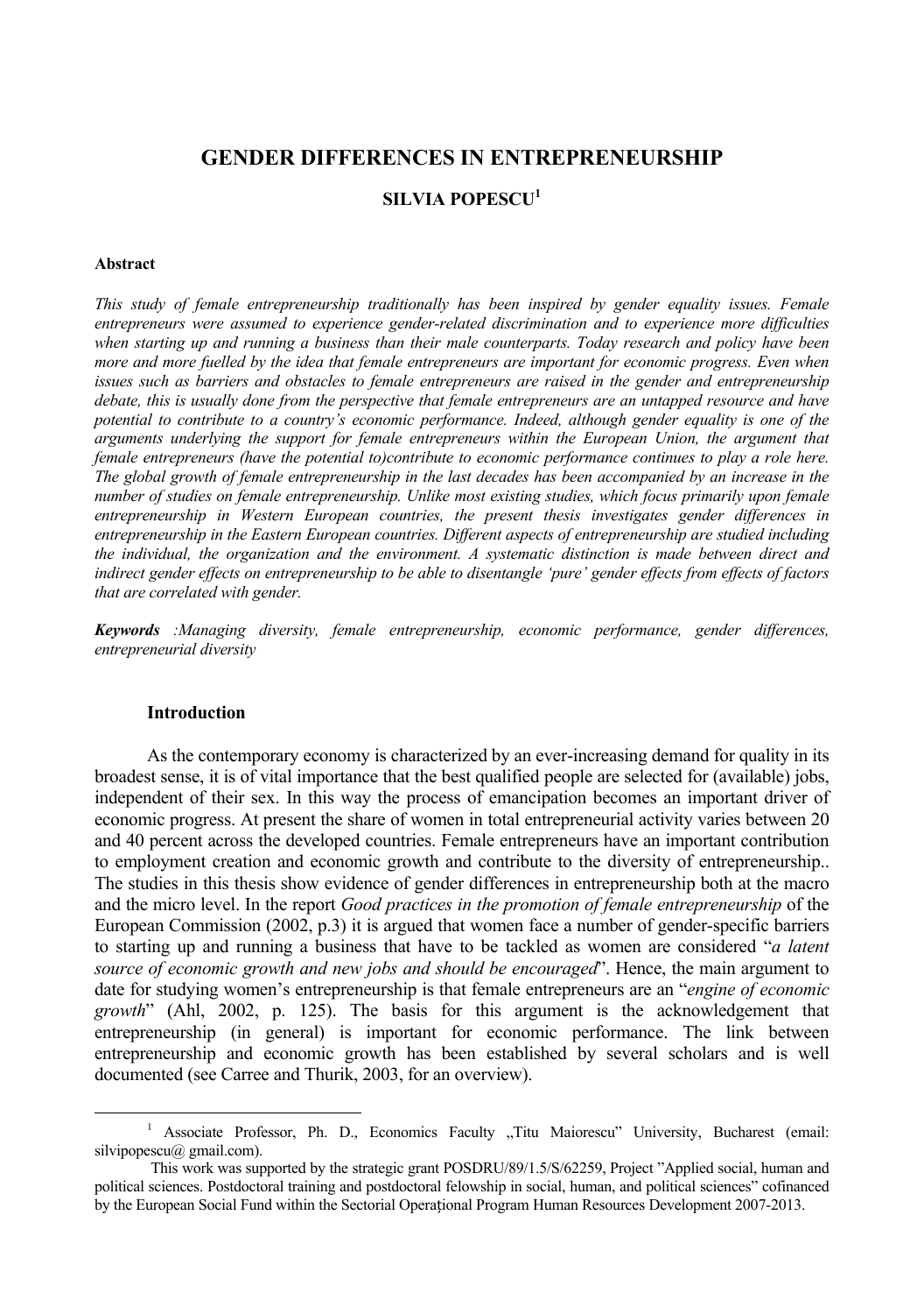# GENDER DIFFERENCES IN ENTREPRENEURSHIP

**SILVIA POPESCU[1]**

**Abstract**

*This study of female entrepreneurship traditionally has been inspired by gender equality issues. Female entrepreneurs were assumed to experience gender-related discrimination and to experience more difficulties when starting up and running a business than their male counterparts. Today research and policy have been more and more fuelled by the idea that female entrepreneurs are important for economic progress. Even when issues such as barriers and obstacles to female entrepreneurs are raised in the gender and entrepreneurship debate, this is usually done from the perspective that female entrepreneurs are an untapped resource and have potential to contribute to a country's economic performance. Indeed, although gender equality is one of the arguments underlying the support for female entrepreneurs within the European Union, the argument that female entrepreneurs (have the potential to)contribute to economic performance continues to play a role here. The global growth of female entrepreneurship in the last decades has been accompanied by an increase in the number of studies on female entrepreneurship. Unlike most existing studies, which focus primarily upon female entrepreneurship in Western European countries, the present thesis investigates gender differences in entrepreneurship in the Eastern European countries. Different aspects of entrepreneurship are studied including the individual, the organization and the environment. A systematic distinction is made between direct and indirect gender effects on entrepreneurship to be able to disentangle 'pure' gender effects from effects of factors that are correlated with gender.*

***Keywords*** *:Managing diversity, female entrepreneurship, economic performance, gender differences, entrepreneurial diversity*

## Introduction

As the contemporary economy is characterized by an ever-increasing demand for quality in its broadest sense, it is of vital importance that the best qualified people are selected for (available) jobs, independent of their sex. In this way the process of emancipation becomes an important driver of economic progress. At present the share of women in total entrepreneurial activity varies between 20 and 40 percent across the developed countries. Female entrepreneurs have an important contribution to employment creation and economic growth and contribute to the diversity of entrepreneurship.. The studies in this thesis show evidence of gender differences in entrepreneurship both at the macro and the micro level. In the report *Good practices in the promotion of female entrepreneurship* of the European Commission (2002, p.3) it is argued that women face a number of gender-specific barriers to starting up and running a business that have to be tackled as women are considered "*a latent source of economic growth and new jobs and should be encouraged*". Hence, the main argument to date for studying women's entrepreneurship is that female entrepreneurs are an "*engine of economic growth*" (Ahl, 2002, p. 125). The basis for this argument is the acknowledgement that entrepreneurship (in general) is important for economic performance. The link between entrepreneurship and economic growth has been established by several scholars and is well documented (see Carree and Thurik, 2003, for an overview).

---

[1] Associate Professor, Ph. D., Economics Faculty „Titu Maiorescu" University, Bucharest (email: silvipopescu@ gmail.com).

This work was supported by the strategic grant POSDRU/89/1.5/S/62259, Project "Applied social, human and political sciences. Postdoctoral training and postdoctoral felowship in social, human, and political sciences" cofinanced by the European Social Fund within the Sectorial Operaţional Program Human Resources Development 2007-2013.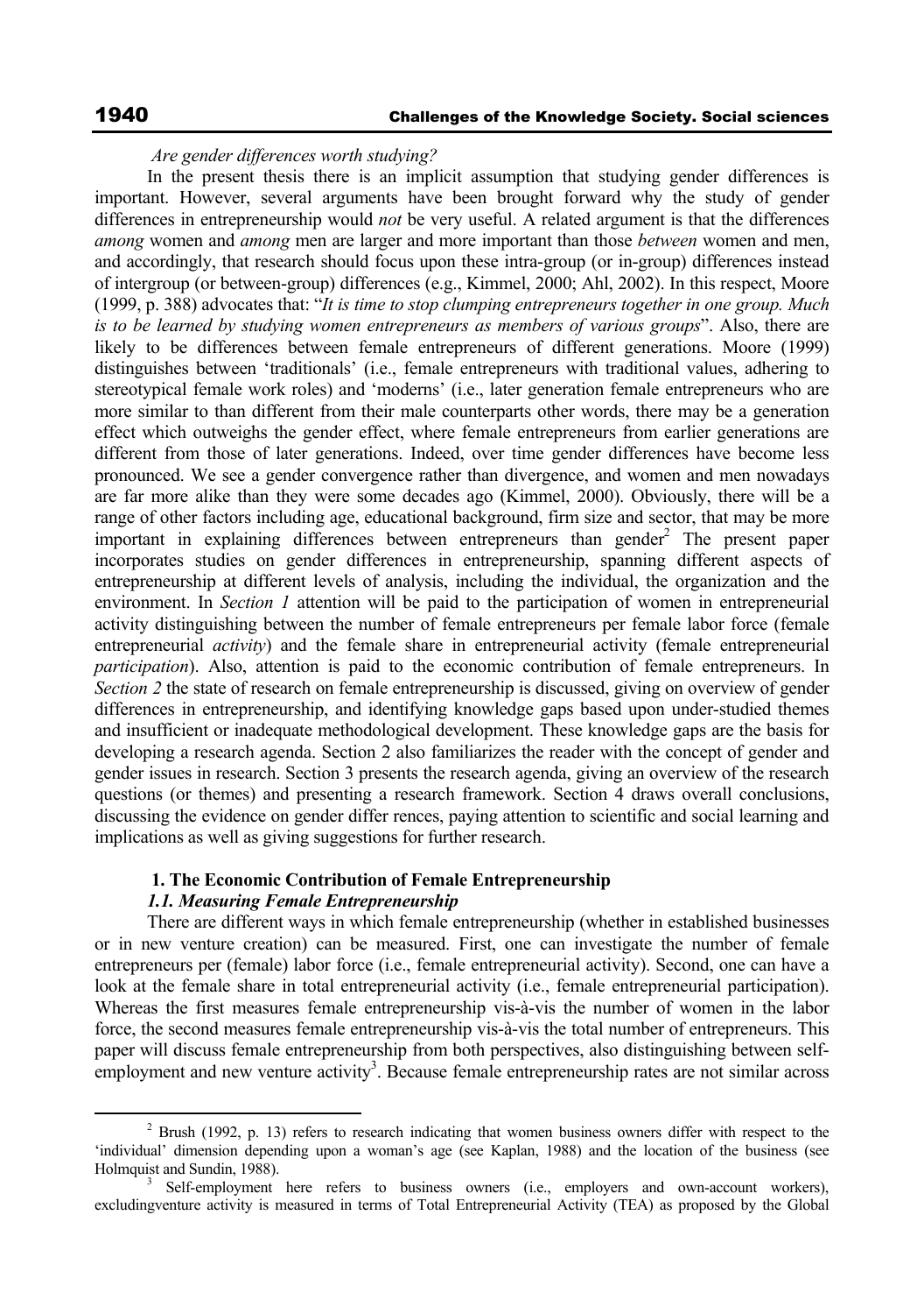*Are gender differences worth studying?*

In the present thesis there is an implicit assumption that studying gender differences is important. However, several arguments have been brought forward why the study of gender differences in entrepreneurship would *not* be very useful. A related argument is that the differences *among* women and *among* men are larger and more important than those *between* women and men, and accordingly, that research should focus upon these intra-group (or in-group) differences instead of intergroup (or between-group) differences (e.g., Kimmel, 2000; Ahl, 2002). In this respect, Moore (1999, p. 388) advocates that: "*It is time to stop clumping entrepreneurs together in one group. Much is to be learned by studying women entrepreneurs as members of various groups*". Also, there are likely to be differences between female entrepreneurs of different generations. Moore (1999) distinguishes between 'traditionals' (i.e., female entrepreneurs with traditional values, adhering to stereotypical female work roles) and 'moderns' (i.e., later generation female entrepreneurs who are more similar to than different from their male counterparts other words, there may be a generation effect which outweighs the gender effect, where female entrepreneurs from earlier generations are different from those of later generations. Indeed, over time gender differences have become less pronounced. We see a gender convergence rather than divergence, and women and men nowadays are far more alike than they were some decades ago (Kimmel, 2000). Obviously, there will be a range of other factors including age, educational background, firm size and sector, that may be more important in explaining differences between entrepreneurs than gender[2] The present paper incorporates studies on gender differences in entrepreneurship, spanning different aspects of entrepreneurship at different levels of analysis, including the individual, the organization and the environment. In *Section 1* attention will be paid to the participation of women in entrepreneurial activity distinguishing between the number of female entrepreneurs per female labor force (female entrepreneurial *activity*) and the female share in entrepreneurial activity (female entrepreneurial *participation*). Also, attention is paid to the economic contribution of female entrepreneurs. In *Section 2* the state of research on female entrepreneurship is discussed, giving on overview of gender differences in entrepreneurship, and identifying knowledge gaps based upon under-studied themes and insufficient or inadequate methodological development. These knowledge gaps are the basis for developing a research agenda. Section 2 also familiarizes the reader with the concept of gender and gender issues in research. Section 3 presents the research agenda, giving an overview of the research questions (or themes) and presenting a research framework. Section 4 draws overall conclusions, discussing the evidence on gender differ rences, paying attention to scientific and social learning and implications as well as giving suggestions for further research.

## 1. The Economic Contribution of Female Entrepreneurship

### *1.1. Measuring Female Entrepreneurship*

There are different ways in which female entrepreneurship (whether in established businesses or in new venture creation) can be measured. First, one can investigate the number of female entrepreneurs per (female) labor force (i.e., female entrepreneurial activity). Second, one can have a look at the female share in total entrepreneurial activity (i.e., female entrepreneurial participation). Whereas the first measures female entrepreneurship vis-à-vis the number of women in the labor force, the second measures female entrepreneurship vis-à-vis the total number of entrepreneurs. This paper will discuss female entrepreneurship from both perspectives, also distinguishing between self-employment and new venture activity[3]. Because female entrepreneurship rates are not similar across

---

[2] Brush (1992, p. 13) refers to research indicating that women business owners differ with respect to the 'individual' dimension depending upon a woman's age (see Kaplan, 1988) and the location of the business (see Holmquist and Sundin, 1988).

[3] Self-employment here refers to business owners (i.e., employers and own-account workers), excludingventure activity is measured in terms of Total Entrepreneurial Activity (TEA) as proposed by the Global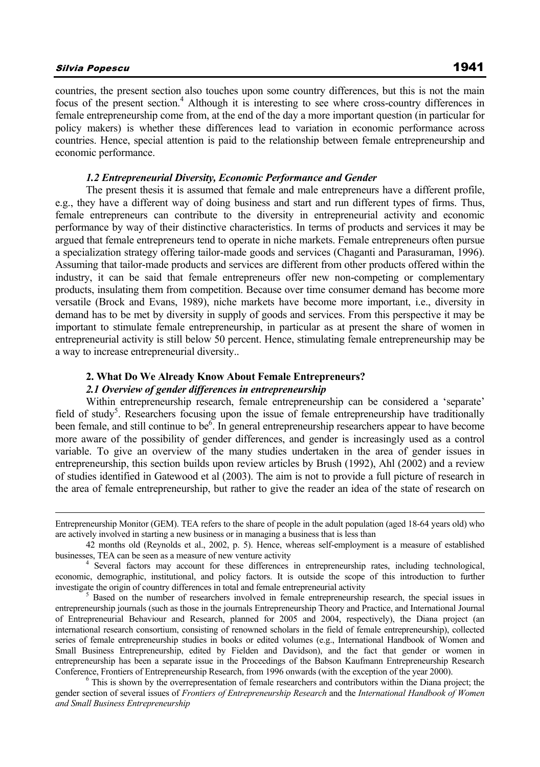countries, the present section also touches upon some country differences, but this is not the main focus of the present section.[4] Although it is interesting to see where cross-country differences in female entrepreneurship come from, at the end of the day a more important question (in particular for policy makers) is whether these differences lead to variation in economic performance across countries. Hence, special attention is paid to the relationship between female entrepreneurship and economic performance.

### *1.2 Entrepreneurial Diversity, Economic Performance and Gender*

The present thesis it is assumed that female and male entrepreneurs have a different profile, e.g., they have a different way of doing business and start and run different types of firms. Thus, female entrepreneurs can contribute to the diversity in entrepreneurial activity and economic performance by way of their distinctive characteristics. In terms of products and services it may be argued that female entrepreneurs tend to operate in niche markets. Female entrepreneurs often pursue a specialization strategy offering tailor-made goods and services (Chaganti and Parasuraman, 1996). Assuming that tailor-made products and services are different from other products offered within the industry, it can be said that female entrepreneurs offer new non-competing or complementary products, insulating them from competition. Because over time consumer demand has become more versatile (Brock and Evans, 1989), niche markets have become more important, i.e., diversity in demand has to be met by diversity in supply of goods and services. From this perspective it may be important to stimulate female entrepreneurship, in particular as at present the share of women in entrepreneurial activity is still below 50 percent. Hence, stimulating female entrepreneurship may be a way to increase entrepreneurial diversity..

## 2. What Do We Already Know About Female Entrepreneurs?

### *2.1 Overview of gender differences in entrepreneurship*

Within entrepreneurship research, female entrepreneurship can be considered a 'separate' field of study[5]. Researchers focusing upon the issue of female entrepreneurship have traditionally been female, and still continue to be[6]. In general entrepreneurship researchers appear to have become more aware of the possibility of gender differences, and gender is increasingly used as a control variable. To give an overview of the many studies undertaken in the area of gender issues in entrepreneurship, this section builds upon review articles by Brush (1992), Ahl (2002) and a review of studies identified in Gatewood et al (2003). The aim is not to provide a full picture of research in the area of female entrepreneurship, but rather to give the reader an idea of the state of research on

---

Entrepreneurship Monitor (GEM). TEA refers to the share of people in the adult population (aged 18-64 years old) who are actively involved in starting a new business or in managing a business that is less than

42 months old (Reynolds et al., 2002, p. 5). Hence, whereas self-employment is a measure of established businesses, TEA can be seen as a measure of new venture activity

[4] Several factors may account for these differences in entrepreneurship rates, including technological, economic, demographic, institutional, and policy factors. It is outside the scope of this introduction to further investigate the origin of country differences in total and female entrepreneurial activity

[5] Based on the number of researchers involved in female entrepreneurship research, the special issues in entrepreneurship journals (such as those in the journals Entrepreneurship Theory and Practice, and International Journal of Entrepreneurial Behaviour and Research, planned for 2005 and 2004, respectively), the Diana project (an international research consortium, consisting of renowned scholars in the field of female entrepreneurship), collected series of female entrepreneurship studies in books or edited volumes (e.g., International Handbook of Women and Small Business Entrepreneurship, edited by Fielden and Davidson), and the fact that gender or women in entrepreneurship has been a separate issue in the Proceedings of the Babson Kaufmann Entrepreneurship Research Conference, Frontiers of Entrepreneurship Research, from 1996 onwards (with the exception of the year 2000).

[6] This is shown by the overrepresentation of female researchers and contributors within the Diana project; the gender section of several issues of *Frontiers of Entrepreneurship Research* and the *International Handbook of Women and Small Business Entrepreneurship*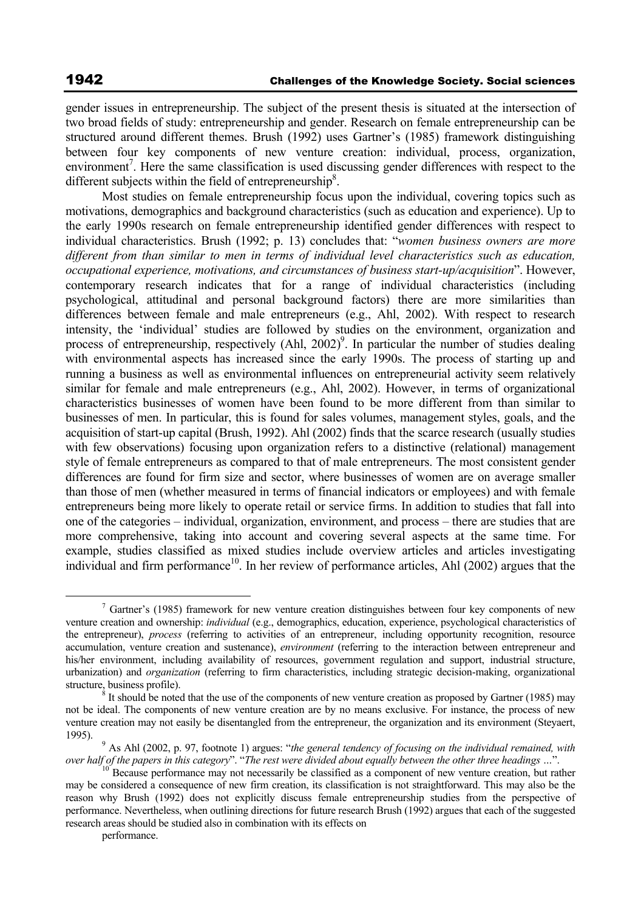gender issues in entrepreneurship. The subject of the present thesis is situated at the intersection of two broad fields of study: entrepreneurship and gender. Research on female entrepreneurship can be structured around different themes. Brush (1992) uses Gartner's (1985) framework distinguishing between four key components of new venture creation: individual, process, organization, environment[7]. Here the same classification is used discussing gender differences with respect to the different subjects within the field of entrepreneurship[8].

Most studies on female entrepreneurship focus upon the individual, covering topics such as motivations, demographics and background characteristics (such as education and experience). Up to the early 1990s research on female entrepreneurship identified gender differences with respect to individual characteristics. Brush (1992; p. 13) concludes that: "*women business owners are more different from than similar to men in terms of individual level characteristics such as education, occupational experience, motivations, and circumstances of business start-up/acquisition*". However, contemporary research indicates that for a range of individual characteristics (including psychological, attitudinal and personal background factors) there are more similarities than differences between female and male entrepreneurs (e.g., Ahl, 2002). With respect to research intensity, the 'individual' studies are followed by studies on the environment, organization and process of entrepreneurship, respectively (Ahl, 2002)[9]. In particular the number of studies dealing with environmental aspects has increased since the early 1990s. The process of starting up and running a business as well as environmental influences on entrepreneurial activity seem relatively similar for female and male entrepreneurs (e.g., Ahl, 2002). However, in terms of organizational characteristics businesses of women have been found to be more different from than similar to businesses of men. In particular, this is found for sales volumes, management styles, goals, and the acquisition of start-up capital (Brush, 1992). Ahl (2002) finds that the scarce research (usually studies with few observations) focusing upon organization refers to a distinctive (relational) management style of female entrepreneurs as compared to that of male entrepreneurs. The most consistent gender differences are found for firm size and sector, where businesses of women are on average smaller than those of men (whether measured in terms of financial indicators or employees) and with female entrepreneurs being more likely to operate retail or service firms. In addition to studies that fall into one of the categories – individual, organization, environment, and process – there are studies that are more comprehensive, taking into account and covering several aspects at the same time. For example, studies classified as mixed studies include overview articles and articles investigating individual and firm performance[10]. In her review of performance articles, Ahl (2002) argues that the

---

[7] Gartner's (1985) framework for new venture creation distinguishes between four key components of new venture creation and ownership: *individual* (e.g., demographics, education, experience, psychological characteristics of the entrepreneur), *process* (referring to activities of an entrepreneur, including opportunity recognition, resource accumulation, venture creation and sustenance), *environment* (referring to the interaction between entrepreneur and his/her environment, including availability of resources, government regulation and support, industrial structure, urbanization) and *organization* (referring to firm characteristics, including strategic decision-making, organizational structure, business profile).

[8] It should be noted that the use of the components of new venture creation as proposed by Gartner (1985) may not be ideal. The components of new venture creation are by no means exclusive. For instance, the process of new venture creation may not easily be disentangled from the entrepreneur, the organization and its environment (Steyaert, 1995).

[9] As Ahl (2002, p. 97, footnote 1) argues: "*the general tendency of focusing on the individual remained, with over half of the papers in this category*". "*The rest were divided about equally between the other three headings …*".

[10] Because performance may not necessarily be classified as a component of new venture creation, but rather may be considered a consequence of new firm creation, its classification is not straightforward. This may also be the reason why Brush (1992) does not explicitly discuss female entrepreneurship studies from the perspective of performance. Nevertheless, when outlining directions for future research Brush (1992) argues that each of the suggested research areas should be studied also in combination with its effects on performance.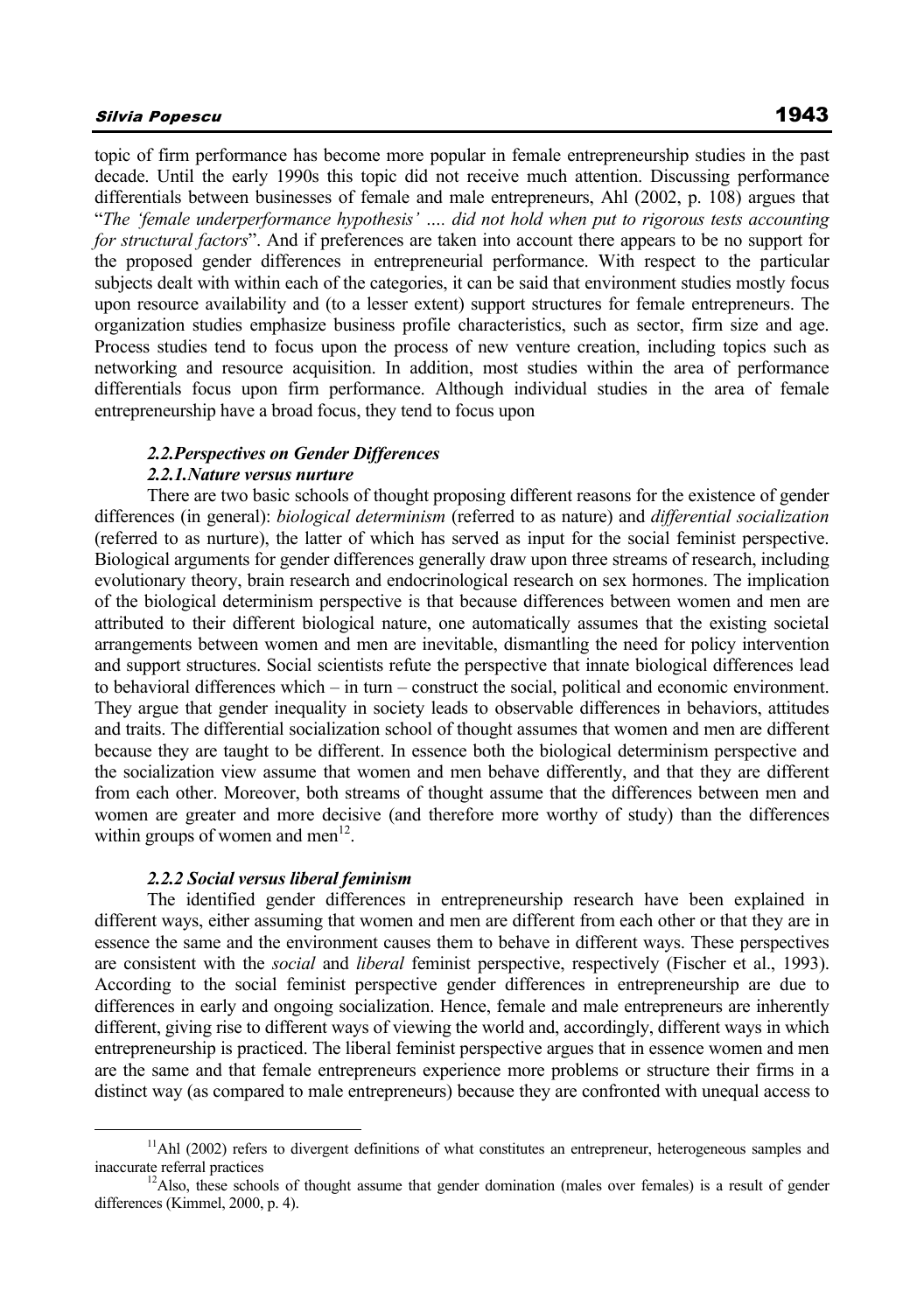topic of firm performance has become more popular in female entrepreneurship studies in the past decade. Until the early 1990s this topic did not receive much attention. Discussing performance differentials between businesses of female and male entrepreneurs, Ahl (2002, p. 108) argues that "*The 'female underperformance hypothesis' …. did not hold when put to rigorous tests accounting for structural factors*". And if preferences are taken into account there appears to be no support for the proposed gender differences in entrepreneurial performance. With respect to the particular subjects dealt with within each of the categories, it can be said that environment studies mostly focus upon resource availability and (to a lesser extent) support structures for female entrepreneurs. The organization studies emphasize business profile characteristics, such as sector, firm size and age. Process studies tend to focus upon the process of new venture creation, including topics such as networking and resource acquisition. In addition, most studies within the area of performance differentials focus upon firm performance. Although individual studies in the area of female entrepreneurship have a broad focus, they tend to focus upon

### *2.2.Perspectives on Gender Differences*

#### *2.2.1.Nature versus nurture*

There are two basic schools of thought proposing different reasons for the existence of gender differences (in general): *biological determinism* (referred to as nature) and *differential socialization* (referred to as nurture), the latter of which has served as input for the social feminist perspective. Biological arguments for gender differences generally draw upon three streams of research, including evolutionary theory, brain research and endocrinological research on sex hormones. The implication of the biological determinism perspective is that because differences between women and men are attributed to their different biological nature, one automatically assumes that the existing societal arrangements between women and men are inevitable, dismantling the need for policy intervention and support structures. Social scientists refute the perspective that innate biological differences lead to behavioral differences which – in turn – construct the social, political and economic environment. They argue that gender inequality in society leads to observable differences in behaviors, attitudes and traits. The differential socialization school of thought assumes that women and men are different because they are taught to be different. In essence both the biological determinism perspective and the socialization view assume that women and men behave differently, and that they are different from each other. Moreover, both streams of thought assume that the differences between men and women are greater and more decisive (and therefore more worthy of study) than the differences within groups of women and men[12].

#### *2.2.2 Social versus liberal feminism*

The identified gender differences in entrepreneurship research have been explained in different ways, either assuming that women and men are different from each other or that they are in essence the same and the environment causes them to behave in different ways. These perspectives are consistent with the *social* and *liberal* feminist perspective, respectively (Fischer et al., 1993). According to the social feminist perspective gender differences in entrepreneurship are due to differences in early and ongoing socialization. Hence, female and male entrepreneurs are inherently different, giving rise to different ways of viewing the world and, accordingly, different ways in which entrepreneurship is practiced. The liberal feminist perspective argues that in essence women and men are the same and that female entrepreneurs experience more problems or structure their firms in a distinct way (as compared to male entrepreneurs) because they are confronted with unequal access to

---

[11] Ahl (2002) refers to divergent definitions of what constitutes an entrepreneur, heterogeneous samples and inaccurate referral practices

[12] Also, these schools of thought assume that gender domination (males over females) is a result of gender differences (Kimmel, 2000, p. 4).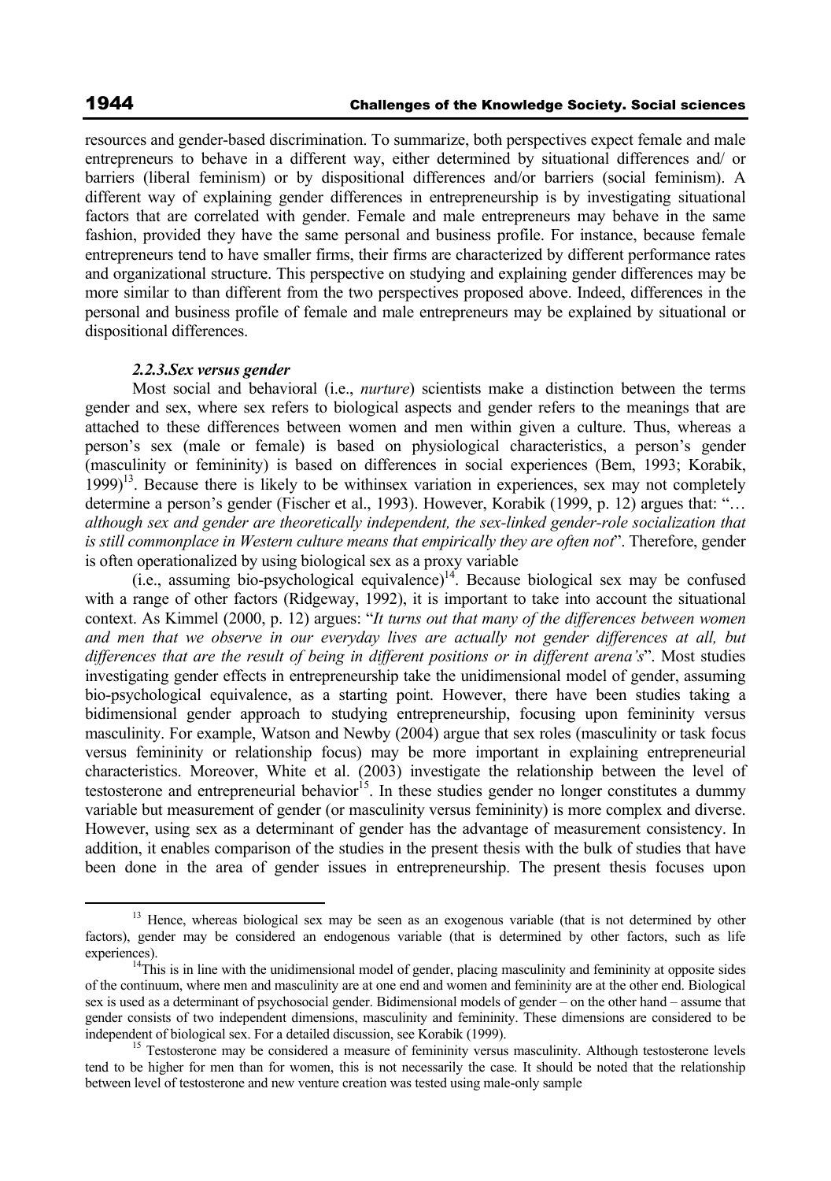resources and gender-based discrimination. To summarize, both perspectives expect female and male entrepreneurs to behave in a different way, either determined by situational differences and/ or barriers (liberal feminism) or by dispositional differences and/or barriers (social feminism). A different way of explaining gender differences in entrepreneurship is by investigating situational factors that are correlated with gender. Female and male entrepreneurs may behave in the same fashion, provided they have the same personal and business profile. For instance, because female entrepreneurs tend to have smaller firms, their firms are characterized by different performance rates and organizational structure. This perspective on studying and explaining gender differences may be more similar to than different from the two perspectives proposed above. Indeed, differences in the personal and business profile of female and male entrepreneurs may be explained by situational or dispositional differences.

#### *2.2.3.Sex versus gender*

Most social and behavioral (i.e., *nurture*) scientists make a distinction between the terms gender and sex, where sex refers to biological aspects and gender refers to the meanings that are attached to these differences between women and men within given a culture. Thus, whereas a person's sex (male or female) is based on physiological characteristics, a person's gender (masculinity or femininity) is based on differences in social experiences (Bem, 1993; Korabik, 1999)[13]. Because there is likely to be withinsex variation in experiences, sex may not completely determine a person's gender (Fischer et al., 1993). However, Korabik (1999, p. 12) argues that: "*… although sex and gender are theoretically independent, the sex-linked gender-role socialization that is still commonplace in Western culture means that empirically they are often not*". Therefore, gender is often operationalized by using biological sex as a proxy variable

(i.e., assuming bio-psychological equivalence)[14]. Because biological sex may be confused with a range of other factors (Ridgeway, 1992), it is important to take into account the situational context. As Kimmel (2000, p. 12) argues: "*It turns out that many of the differences between women and men that we observe in our everyday lives are actually not gender differences at all, but differences that are the result of being in different positions or in different arena's*". Most studies investigating gender effects in entrepreneurship take the unidimensional model of gender, assuming bio-psychological equivalence, as a starting point. However, there have been studies taking a bidimensional gender approach to studying entrepreneurship, focusing upon femininity versus masculinity. For example, Watson and Newby (2004) argue that sex roles (masculinity or task focus versus femininity or relationship focus) may be more important in explaining entrepreneurial characteristics. Moreover, White et al. (2003) investigate the relationship between the level of testosterone and entrepreneurial behavior[15]. In these studies gender no longer constitutes a dummy variable but measurement of gender (or masculinity versus femininity) is more complex and diverse. However, using sex as a determinant of gender has the advantage of measurement consistency. In addition, it enables comparison of the studies in the present thesis with the bulk of studies that have been done in the area of gender issues in entrepreneurship. The present thesis focuses upon

---

[13] Hence, whereas biological sex may be seen as an exogenous variable (that is not determined by other factors), gender may be considered an endogenous variable (that is determined by other factors, such as life experiences).

[14] This is in line with the unidimensional model of gender, placing masculinity and femininity at opposite sides of the continuum, where men and masculinity are at one end and women and femininity are at the other end. Biological sex is used as a determinant of psychosocial gender. Bidimensional models of gender – on the other hand – assume that gender consists of two independent dimensions, masculinity and femininity. These dimensions are considered to be independent of biological sex. For a detailed discussion, see Korabik (1999).

[15] Testosterone may be considered a measure of femininity versus masculinity. Although testosterone levels tend to be higher for men than for women, this is not necessarily the case. It should be noted that the relationship between level of testosterone and new venture creation was tested using male-only sample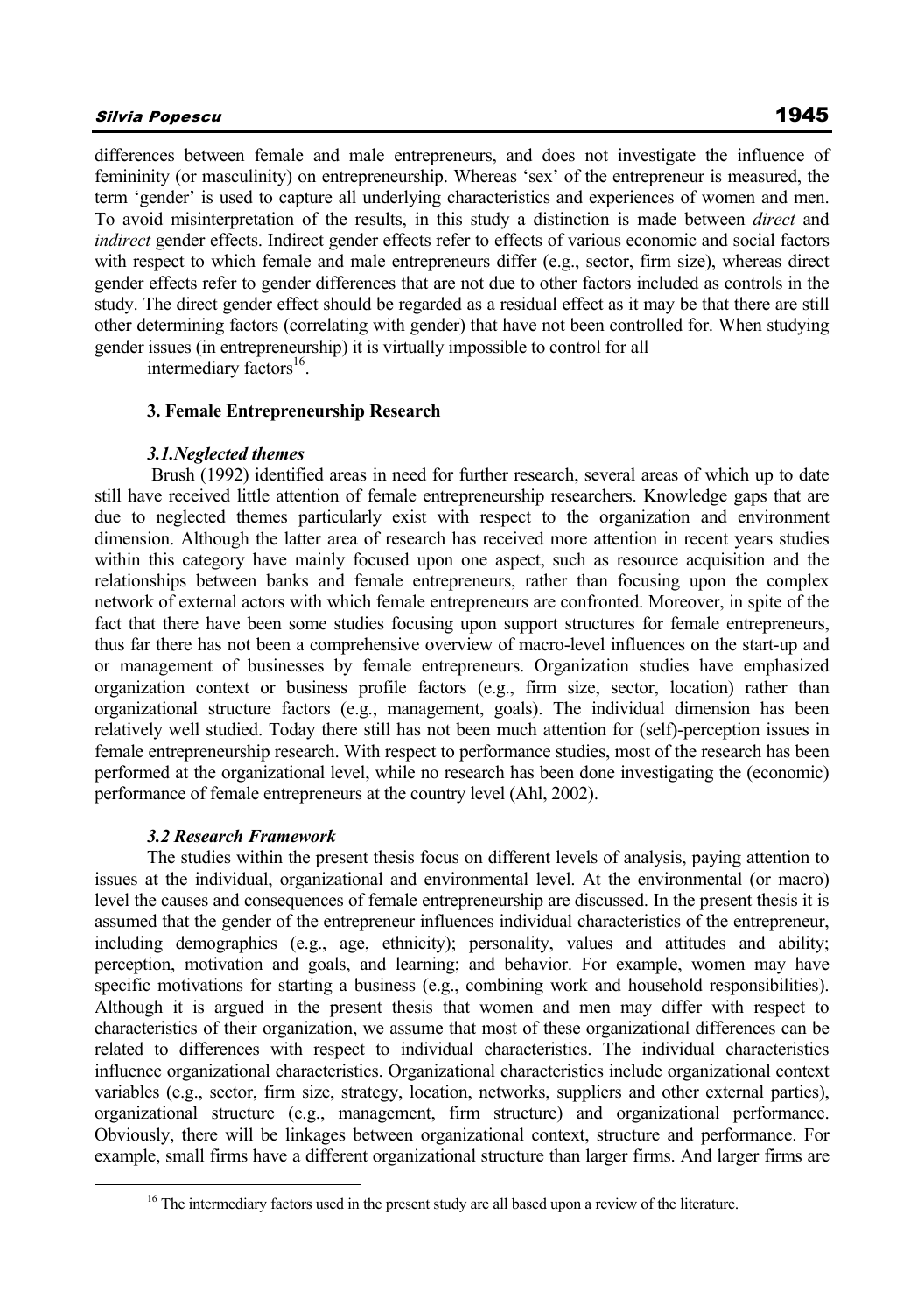differences between female and male entrepreneurs, and does not investigate the influence of femininity (or masculinity) on entrepreneurship. Whereas 'sex' of the entrepreneur is measured, the term 'gender' is used to capture all underlying characteristics and experiences of women and men. To avoid misinterpretation of the results, in this study a distinction is made between *direct* and *indirect* gender effects. Indirect gender effects refer to effects of various economic and social factors with respect to which female and male entrepreneurs differ (e.g., sector, firm size), whereas direct gender effects refer to gender differences that are not due to other factors included as controls in the study. The direct gender effect should be regarded as a residual effect as it may be that there are still other determining factors (correlating with gender) that have not been controlled for. When studying gender issues (in entrepreneurship) it is virtually impossible to control for all intermediary factors[16].

### 3. Female Entrepreneurship Research

#### *3.1.Neglected themes*

Brush (1992) identified areas in need for further research, several areas of which up to date still have received little attention of female entrepreneurship researchers. Knowledge gaps that are due to neglected themes particularly exist with respect to the organization and environment dimension. Although the latter area of research has received more attention in recent years studies within this category have mainly focused upon one aspect, such as resource acquisition and the relationships between banks and female entrepreneurs, rather than focusing upon the complex network of external actors with which female entrepreneurs are confronted. Moreover, in spite of the fact that there have been some studies focusing upon support structures for female entrepreneurs, thus far there has not been a comprehensive overview of macro-level influences on the start-up and or management of businesses by female entrepreneurs. Organization studies have emphasized organization context or business profile factors (e.g., firm size, sector, location) rather than organizational structure factors (e.g., management, goals). The individual dimension has been relatively well studied. Today there still has not been much attention for (self)-perception issues in female entrepreneurship research. With respect to performance studies, most of the research has been performed at the organizational level, while no research has been done investigating the (economic) performance of female entrepreneurs at the country level (Ahl, 2002).

#### *3.2 Research Framework*

The studies within the present thesis focus on different levels of analysis, paying attention to issues at the individual, organizational and environmental level. At the environmental (or macro) level the causes and consequences of female entrepreneurship are discussed. In the present thesis it is assumed that the gender of the entrepreneur influences individual characteristics of the entrepreneur, including demographics (e.g., age, ethnicity); personality, values and attitudes and ability; perception, motivation and goals, and learning; and behavior. For example, women may have specific motivations for starting a business (e.g., combining work and household responsibilities). Although it is argued in the present thesis that women and men may differ with respect to characteristics of their organization, we assume that most of these organizational differences can be related to differences with respect to individual characteristics. The individual characteristics influence organizational characteristics. Organizational characteristics include organizational context variables (e.g., sector, firm size, strategy, location, networks, suppliers and other external parties), organizational structure (e.g., management, firm structure) and organizational performance. Obviously, there will be linkages between organizational context, structure and performance. For example, small firms have a different organizational structure than larger firms. And larger firms are

[16] The intermediary factors used in the present study are all based upon a review of the literature.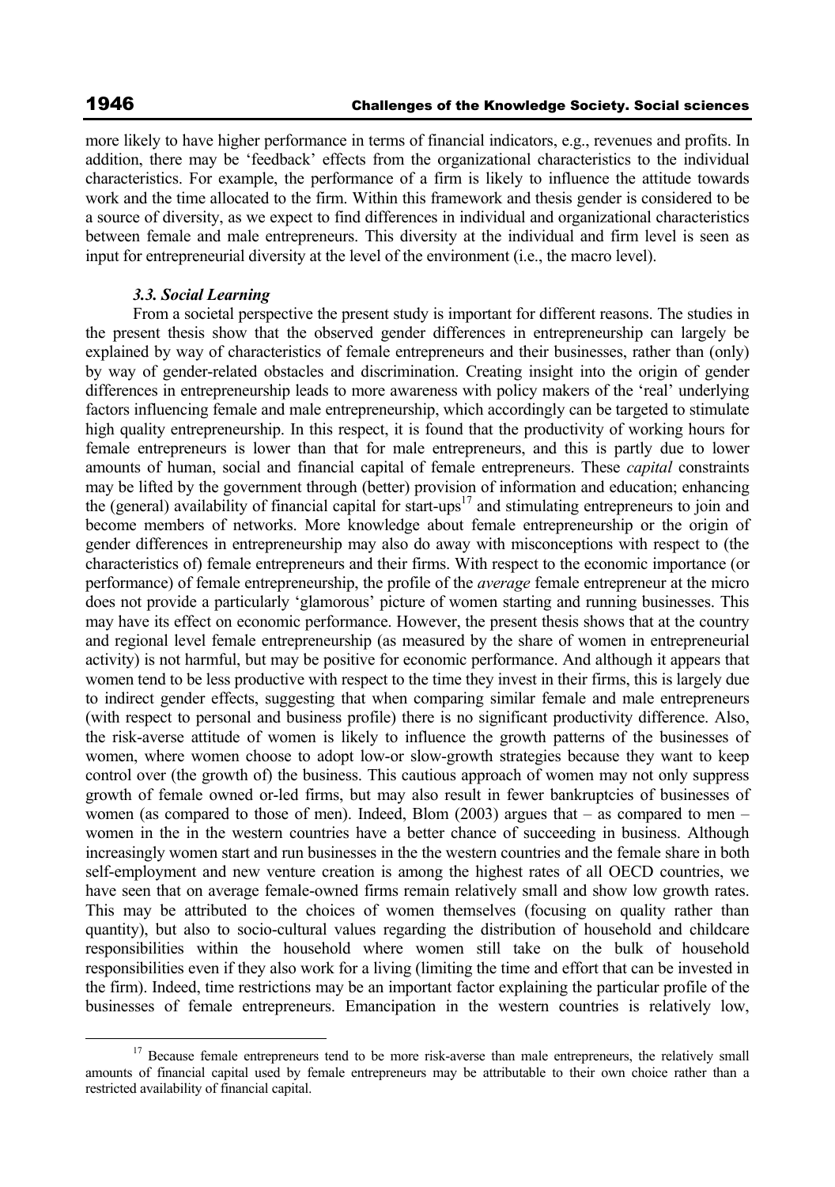more likely to have higher performance in terms of financial indicators, e.g., revenues and profits. In addition, there may be 'feedback' effects from the organizational characteristics to the individual characteristics. For example, the performance of a firm is likely to influence the attitude towards work and the time allocated to the firm. Within this framework and thesis gender is considered to be a source of diversity, as we expect to find differences in individual and organizational characteristics between female and male entrepreneurs. This diversity at the individual and firm level is seen as input for entrepreneurial diversity at the level of the environment (i.e., the macro level).

### *3.3. Social Learning*

From a societal perspective the present study is important for different reasons. The studies in the present thesis show that the observed gender differences in entrepreneurship can largely be explained by way of characteristics of female entrepreneurs and their businesses, rather than (only) by way of gender-related obstacles and discrimination. Creating insight into the origin of gender differences in entrepreneurship leads to more awareness with policy makers of the 'real' underlying factors influencing female and male entrepreneurship, which accordingly can be targeted to stimulate high quality entrepreneurship. In this respect, it is found that the productivity of working hours for female entrepreneurs is lower than that for male entrepreneurs, and this is partly due to lower amounts of human, social and financial capital of female entrepreneurs. These *capital* constraints may be lifted by the government through (better) provision of information and education; enhancing the (general) availability of financial capital for start-ups[17] and stimulating entrepreneurs to join and become members of networks. More knowledge about female entrepreneurship or the origin of gender differences in entrepreneurship may also do away with misconceptions with respect to (the characteristics of) female entrepreneurs and their firms. With respect to the economic importance (or performance) of female entrepreneurship, the profile of the *average* female entrepreneur at the micro does not provide a particularly 'glamorous' picture of women starting and running businesses. This may have its effect on economic performance. However, the present thesis shows that at the country and regional level female entrepreneurship (as measured by the share of women in entrepreneurial activity) is not harmful, but may be positive for economic performance. And although it appears that women tend to be less productive with respect to the time they invest in their firms, this is largely due to indirect gender effects, suggesting that when comparing similar female and male entrepreneurs (with respect to personal and business profile) there is no significant productivity difference. Also, the risk-averse attitude of women is likely to influence the growth patterns of the businesses of women, where women choose to adopt low-or slow-growth strategies because they want to keep control over (the growth of) the business. This cautious approach of women may not only suppress growth of female owned or-led firms, but may also result in fewer bankruptcies of businesses of women (as compared to those of men). Indeed, Blom (2003) argues that – as compared to men – women in the in the western countries have a better chance of succeeding in business. Although increasingly women start and run businesses in the the western countries and the female share in both self-employment and new venture creation is among the highest rates of all OECD countries, we have seen that on average female-owned firms remain relatively small and show low growth rates. This may be attributed to the choices of women themselves (focusing on quality rather than quantity), but also to socio-cultural values regarding the distribution of household and childcare responsibilities within the household where women still take on the bulk of household responsibilities even if they also work for a living (limiting the time and effort that can be invested in the firm). Indeed, time restrictions may be an important factor explaining the particular profile of the businesses of female entrepreneurs. Emancipation in the western countries is relatively low,

[17] Because female entrepreneurs tend to be more risk-averse than male entrepreneurs, the relatively small amounts of financial capital used by female entrepreneurs may be attributable to their own choice rather than a restricted availability of financial capital.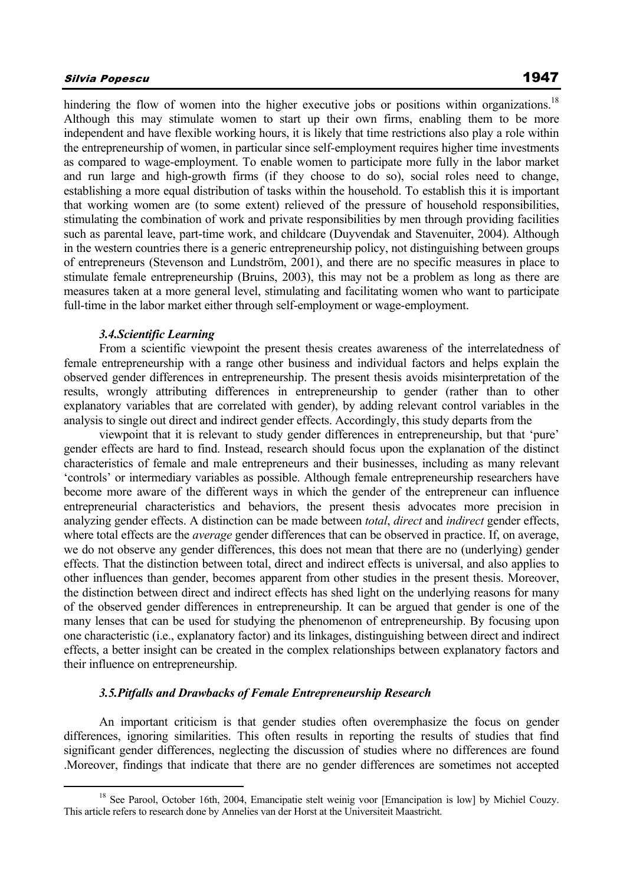hindering the flow of women into the higher executive jobs or positions within organizations.[18] Although this may stimulate women to start up their own firms, enabling them to be more independent and have flexible working hours, it is likely that time restrictions also play a role within the entrepreneurship of women, in particular since self-employment requires higher time investments as compared to wage-employment. To enable women to participate more fully in the labor market and run large and high-growth firms (if they choose to do so), social roles need to change, establishing a more equal distribution of tasks within the household. To establish this it is important that working women are (to some extent) relieved of the pressure of household responsibilities, stimulating the combination of work and private responsibilities by men through providing facilities such as parental leave, part-time work, and childcare (Duyvendak and Stavenuiter, 2004). Although in the western countries there is a generic entrepreneurship policy, not distinguishing between groups of entrepreneurs (Stevenson and Lundström, 2001), and there are no specific measures in place to stimulate female entrepreneurship (Bruins, 2003), this may not be a problem as long as there are measures taken at a more general level, stimulating and facilitating women who want to participate full-time in the labor market either through self-employment or wage-employment.

### *3.4.Scientific Learning*

From a scientific viewpoint the present thesis creates awareness of the interrelatedness of female entrepreneurship with a range other business and individual factors and helps explain the observed gender differences in entrepreneurship. The present thesis avoids misinterpretation of the results, wrongly attributing differences in entrepreneurship to gender (rather than to other explanatory variables that are correlated with gender), by adding relevant control variables in the analysis to single out direct and indirect gender effects. Accordingly, this study departs from the

viewpoint that it is relevant to study gender differences in entrepreneurship, but that 'pure' gender effects are hard to find. Instead, research should focus upon the explanation of the distinct characteristics of female and male entrepreneurs and their businesses, including as many relevant 'controls' or intermediary variables as possible. Although female entrepreneurship researchers have become more aware of the different ways in which the gender of the entrepreneur can influence entrepreneurial characteristics and behaviors, the present thesis advocates more precision in analyzing gender effects. A distinction can be made between *total*, *direct* and *indirect* gender effects, where total effects are the *average* gender differences that can be observed in practice. If, on average, we do not observe any gender differences, this does not mean that there are no (underlying) gender effects. That the distinction between total, direct and indirect effects is universal, and also applies to other influences than gender, becomes apparent from other studies in the present thesis. Moreover, the distinction between direct and indirect effects has shed light on the underlying reasons for many of the observed gender differences in entrepreneurship. It can be argued that gender is one of the many lenses that can be used for studying the phenomenon of entrepreneurship. By focusing upon one characteristic (i.e., explanatory factor) and its linkages, distinguishing between direct and indirect effects, a better insight can be created in the complex relationships between explanatory factors and their influence on entrepreneurship.

### *3.5.Pitfalls and Drawbacks of Female Entrepreneurship Research*

An important criticism is that gender studies often overemphasize the focus on gender differences, ignoring similarities. This often results in reporting the results of studies that find significant gender differences, neglecting the discussion of studies where no differences are found .Moreover, findings that indicate that there are no gender differences are sometimes not accepted

---

[18] See Parool, October 16th, 2004, Emancipatie stelt weinig voor [Emancipation is low] by Michiel Couzy. This article refers to research done by Annelies van der Horst at the Universiteit Maastricht.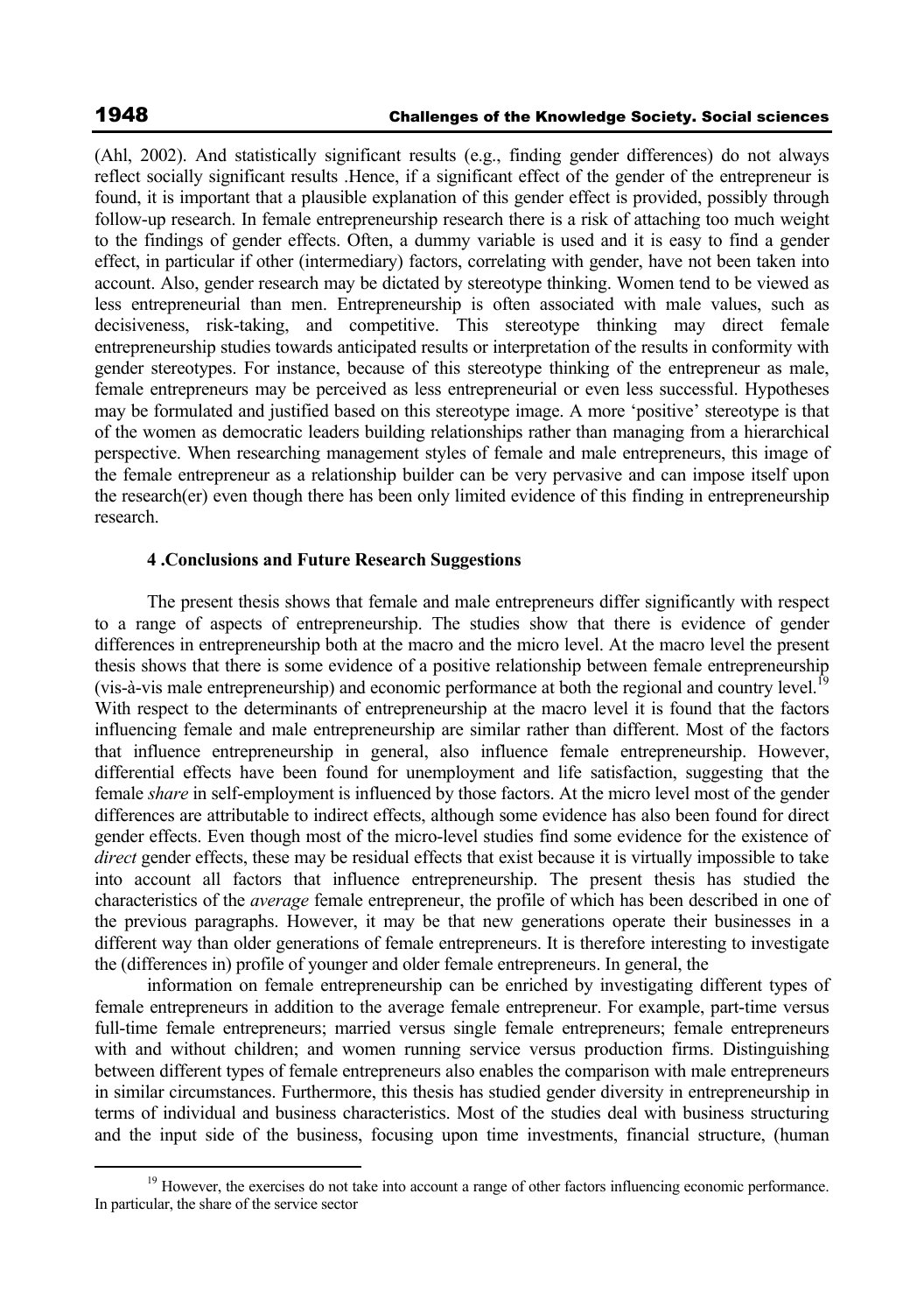(Ahl, 2002). And statistically significant results (e.g., finding gender differences) do not always reflect socially significant results .Hence, if a significant effect of the gender of the entrepreneur is found, it is important that a plausible explanation of this gender effect is provided, possibly through follow-up research. In female entrepreneurship research there is a risk of attaching too much weight to the findings of gender effects. Often, a dummy variable is used and it is easy to find a gender effect, in particular if other (intermediary) factors, correlating with gender, have not been taken into account. Also, gender research may be dictated by stereotype thinking. Women tend to be viewed as less entrepreneurial than men. Entrepreneurship is often associated with male values, such as decisiveness, risk-taking, and competitive. This stereotype thinking may direct female entrepreneurship studies towards anticipated results or interpretation of the results in conformity with gender stereotypes. For instance, because of this stereotype thinking of the entrepreneur as male, female entrepreneurs may be perceived as less entrepreneurial or even less successful. Hypotheses may be formulated and justified based on this stereotype image. A more 'positive' stereotype is that of the women as democratic leaders building relationships rather than managing from a hierarchical perspective. When researching management styles of female and male entrepreneurs, this image of the female entrepreneur as a relationship builder can be very pervasive and can impose itself upon the research(er) even though there has been only limited evidence of this finding in entrepreneurship research.

## 4 .Conclusions and Future Research Suggestions

The present thesis shows that female and male entrepreneurs differ significantly with respect to a range of aspects of entrepreneurship. The studies show that there is evidence of gender differences in entrepreneurship both at the macro and the micro level. At the macro level the present thesis shows that there is some evidence of a positive relationship between female entrepreneurship (vis-à-vis male entrepreneurship) and economic performance at both the regional and country level.[19] With respect to the determinants of entrepreneurship at the macro level it is found that the factors influencing female and male entrepreneurship are similar rather than different. Most of the factors that influence entrepreneurship in general, also influence female entrepreneurship. However, differential effects have been found for unemployment and life satisfaction, suggesting that the female *share* in self-employment is influenced by those factors. At the micro level most of the gender differences are attributable to indirect effects, although some evidence has also been found for direct gender effects. Even though most of the micro-level studies find some evidence for the existence of *direct* gender effects, these may be residual effects that exist because it is virtually impossible to take into account all factors that influence entrepreneurship. The present thesis has studied the characteristics of the *average* female entrepreneur, the profile of which has been described in one of the previous paragraphs. However, it may be that new generations operate their businesses in a different way than older generations of female entrepreneurs. It is therefore interesting to investigate the (differences in) profile of younger and older female entrepreneurs. In general, the information on female entrepreneurship can be enriched by investigating different types of female entrepreneurs in addition to the average female entrepreneur. For example, part-time versus full-time female entrepreneurs; married versus single female entrepreneurs; female entrepreneurs with and without children; and women running service versus production firms. Distinguishing between different types of female entrepreneurs also enables the comparison with male entrepreneurs in similar circumstances. Furthermore, this thesis has studied gender diversity in entrepreneurship in terms of individual and business characteristics. Most of the studies deal with business structuring and the input side of the business, focusing upon time investments, financial structure, (human

[19] However, the exercises do not take into account a range of other factors influencing economic performance. In particular, the share of the service sector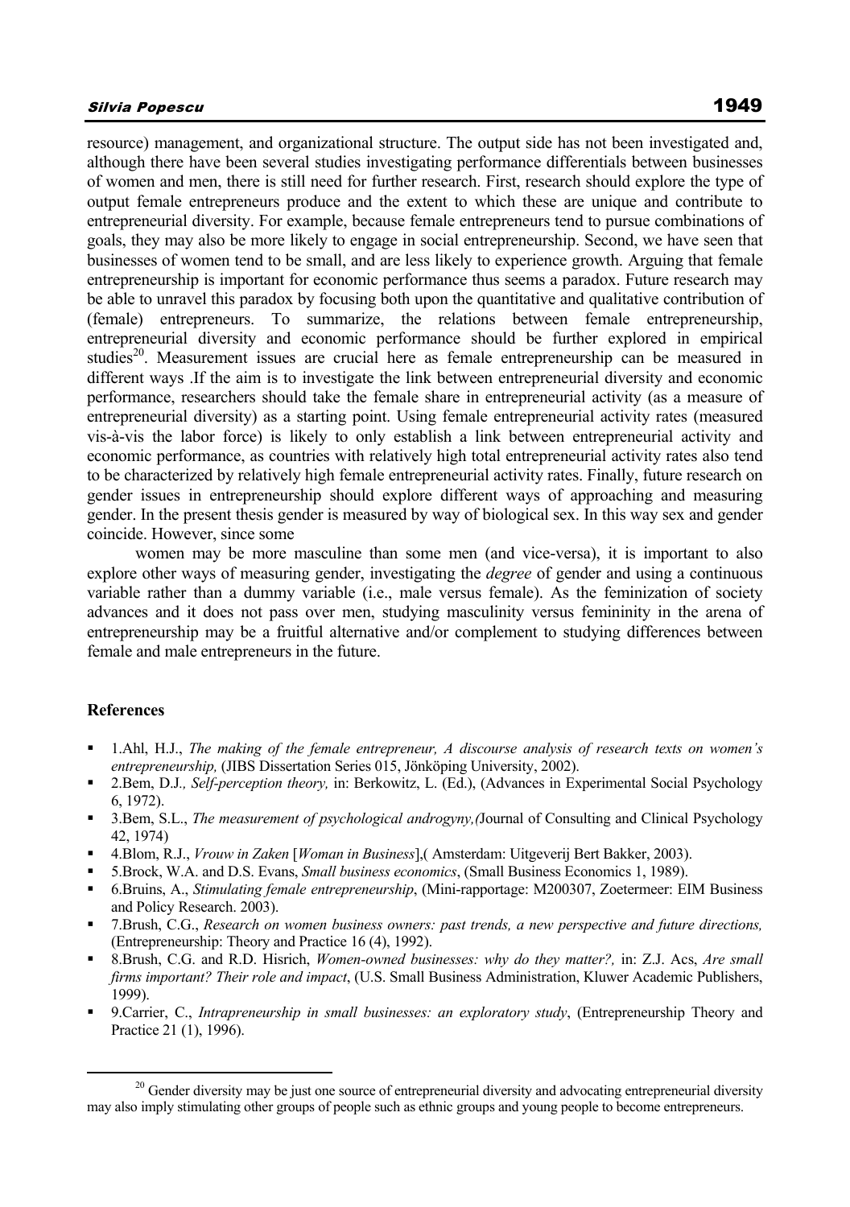resource) management, and organizational structure. The output side has not been investigated and, although there have been several studies investigating performance differentials between businesses of women and men, there is still need for further research. First, research should explore the type of output female entrepreneurs produce and the extent to which these are unique and contribute to entrepreneurial diversity. For example, because female entrepreneurs tend to pursue combinations of goals, they may also be more likely to engage in social entrepreneurship. Second, we have seen that businesses of women tend to be small, and are less likely to experience growth. Arguing that female entrepreneurship is important for economic performance thus seems a paradox. Future research may be able to unravel this paradox by focusing both upon the quantitative and qualitative contribution of (female) entrepreneurs. To summarize, the relations between female entrepreneurship, entrepreneurial diversity and economic performance should be further explored in empirical studies[20]. Measurement issues are crucial here as female entrepreneurship can be measured in different ways .If the aim is to investigate the link between entrepreneurial diversity and economic performance, researchers should take the female share in entrepreneurial activity (as a measure of entrepreneurial diversity) as a starting point. Using female entrepreneurial activity rates (measured vis-à-vis the labor force) is likely to only establish a link between entrepreneurial activity and economic performance, as countries with relatively high total entrepreneurial activity rates also tend to be characterized by relatively high female entrepreneurial activity rates. Finally, future research on gender issues in entrepreneurship should explore different ways of approaching and measuring gender. In the present thesis gender is measured by way of biological sex. In this way sex and gender coincide. However, since some

women may be more masculine than some men (and vice-versa), it is important to also explore other ways of measuring gender, investigating the *degree* of gender and using a continuous variable rather than a dummy variable (i.e., male versus female). As the feminization of society advances and it does not pass over men, studying masculinity versus femininity in the arena of entrepreneurship may be a fruitful alternative and/or complement to studying differences between female and male entrepreneurs in the future.

### References

- 1.Ahl, H.J., *The making of the female entrepreneur, A discourse analysis of research texts on women's entrepreneurship,* (JIBS Dissertation Series 015, Jönköping University, 2002).
- 2.Bem, D.J*., Self-perception theory,* in: Berkowitz, L. (Ed.), (Advances in Experimental Social Psychology 6, 1972).
- 3.Bem, S.L., *The measurement of psychological androgyny,(*Journal of Consulting and Clinical Psychology 42, 1974)
- 4.Blom, R.J., *Vrouw in Zaken* [*Woman in Business*],( Amsterdam: Uitgeverij Bert Bakker, 2003).
- 5.Brock, W.A. and D.S. Evans, *Small business economics*, (Small Business Economics 1, 1989).
- 6.Bruins, A., *Stimulating female entrepreneurship*, (Mini-rapportage: M200307, Zoetermeer: EIM Business and Policy Research. 2003).
- 7.Brush, C.G., *Research on women business owners: past trends, a new perspective and future directions,* (Entrepreneurship: Theory and Practice 16 (4), 1992).
- 8.Brush, C.G. and R.D. Hisrich, *Women-owned businesses: why do they matter?,* in: Z.J. Acs, *Are small firms important? Their role and impact*, (U.S. Small Business Administration, Kluwer Academic Publishers, 1999).
- 9.Carrier, C., *Intrapreneurship in small businesses: an exploratory study*, (Entrepreneurship Theory and Practice 21 (1), 1996).

[20] Gender diversity may be just one source of entrepreneurial diversity and advocating entrepreneurial diversity may also imply stimulating other groups of people such as ethnic groups and young people to become entrepreneurs.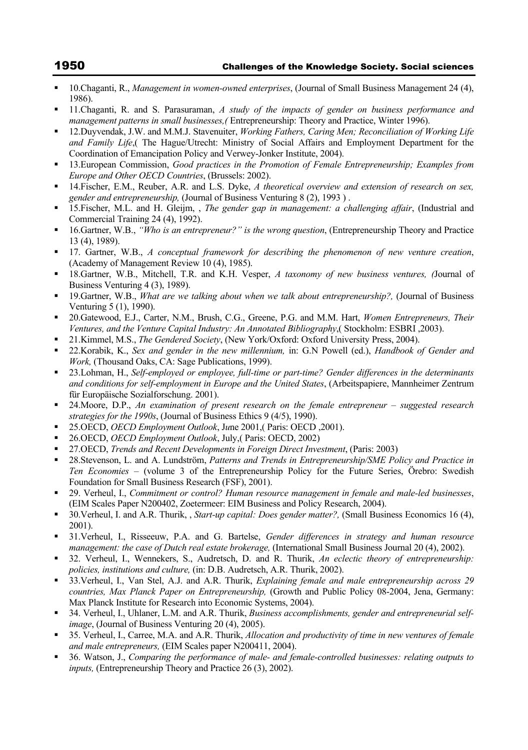- 10.Chaganti, R., *Management in women-owned enterprises*, (Journal of Small Business Management 24 (4), 1986).
- 11.Chaganti, R. and S. Parasuraman, *A study of the impacts of gender on business performance and management patterns in small businesses,(* Entrepreneurship: Theory and Practice, Winter 1996).
- 12.Duyvendak, J.W. and M.M.J. Stavenuiter, *Working Fathers, Caring Men; Reconciliation of Working Life and Family Life*,( The Hague/Utrecht: Ministry of Social Affairs and Employment Department for the Coordination of Emancipation Policy and Verwey-Jonker Institute, 2004).
- 13.European Commission, *Good practices in the Promotion of Female Entrepreneurship; Examples from Europe and Other OECD Countries*, (Brussels: 2002).
- 14.Fischer, E.M., Reuber, A.R. and L.S. Dyke, *A theoretical overview and extension of research on sex, gender and entrepreneurship,* (Journal of Business Venturing 8 (2), 1993 ) .
- 15.Fischer, M.L. and H. Gleijm, , *The gender gap in management: a challenging affair*, (Industrial and Commercial Training 24 (4), 1992).
- 16.Gartner, W.B., *"Who is an entrepreneur?" is the wrong question*, (Entrepreneurship Theory and Practice 13 (4), 1989).
- 17. Gartner, W.B., *A conceptual framework for describing the phenomenon of new venture creation*, (Academy of Management Review 10 (4), 1985).
- 18.Gartner, W.B., Mitchell, T.R. and K.H. Vesper, *A taxonomy of new business ventures, (*Journal of Business Venturing 4 (3), 1989).
- 19.Gartner, W.B., *What are we talking about when we talk about entrepreneurship?,* (Journal of Business Venturing 5 (1), 1990).
- 20.Gatewood, E.J., Carter, N.M., Brush, C.G., Greene, P.G. and M.M. Hart, *Women Entrepreneurs, Their Ventures, and the Venture Capital Industry: An Annotated Bibliography*,( Stockholm: ESBRI ,2003).
- 21.Kimmel, M.S., *The Gendered Society*, (New York/Oxford: Oxford University Press, 2004).
- 22.Korabik, K., *Sex and gender in the new millennium,* in: G.N Powell (ed.), *Handbook of Gender and Work,* (Thousand Oaks, CA: Sage Publications, 1999).
- 23.Lohman, H., *Self-employed or employee, full-time or part-time? Gender differences in the determinants and conditions for self-employment in Europe and the United States*, (Arbeitspapiere, Mannheimer Zentrum für Europäische Sozialforschung. 2001).
- 24.Moore, D.P., *An examination of present research on the female entrepreneur – suggested research strategies for the 1990s*, (Journal of Business Ethics 9 (4/5), 1990).
- 25.OECD, *OECD Employment Outlook*, June 2001,( Paris: OECD ,2001).
- 26.OECD, *OECD Employment Outlook*, July,( Paris: OECD, 2002)
- 27.OECD, *Trends and Recent Developments in Foreign Direct Investment*, (Paris: 2003)
- 28.Stevenson, L. and A. Lundström, *Patterns and Trends in Entrepreneurship/SME Policy and Practice in Ten Economies* – (volume 3 of the Entrepreneurship Policy for the Future Series, Örebro: Swedish Foundation for Small Business Research (FSF), 2001).
- 29. Verheul, I., *Commitment or control? Human resource management in female and male-led businesses*, (EIM Scales Paper N200402, Zoetermeer: EIM Business and Policy Research, 2004).
- 30.Verheul, I. and A.R. Thurik, , *Start-up capital: Does gender matter?,* (Small Business Economics 16 (4), 2001).
- 31.Verheul, I., Risseeuw, P.A. and G. Bartelse, *Gender differences in strategy and human resource management: the case of Dutch real estate brokerage,* (International Small Business Journal 20 (4), 2002).
- 32. Verheul, I., Wennekers, S., Audretsch, D. and R. Thurik, *An eclectic theory of entrepreneurship: policies, institutions and culture,* (in: D.B. Audretsch, A.R. Thurik, 2002).
- 33.Verheul, I., Van Stel, A.J. and A.R. Thurik, *Explaining female and male entrepreneurship across 29 countries, Max Planck Paper on Entrepreneurship,* (Growth and Public Policy 08-2004, Jena, Germany: Max Planck Institute for Research into Economic Systems, 2004).
- 34. Verheul, I., Uhlaner, L.M. and A.R. Thurik, *Business accomplishments, gender and entrepreneurial self-image*, (Journal of Business Venturing 20 (4), 2005).
- 35. Verheul, I., Carree, M.A. and A.R. Thurik, *Allocation and productivity of time in new ventures of female and male entrepreneurs,* (EIM Scales paper N200411, 2004).
- 36. Watson, J., *Comparing the performance of male- and female-controlled businesses: relating outputs to inputs,* (Entrepreneurship Theory and Practice 26 (3), 2002).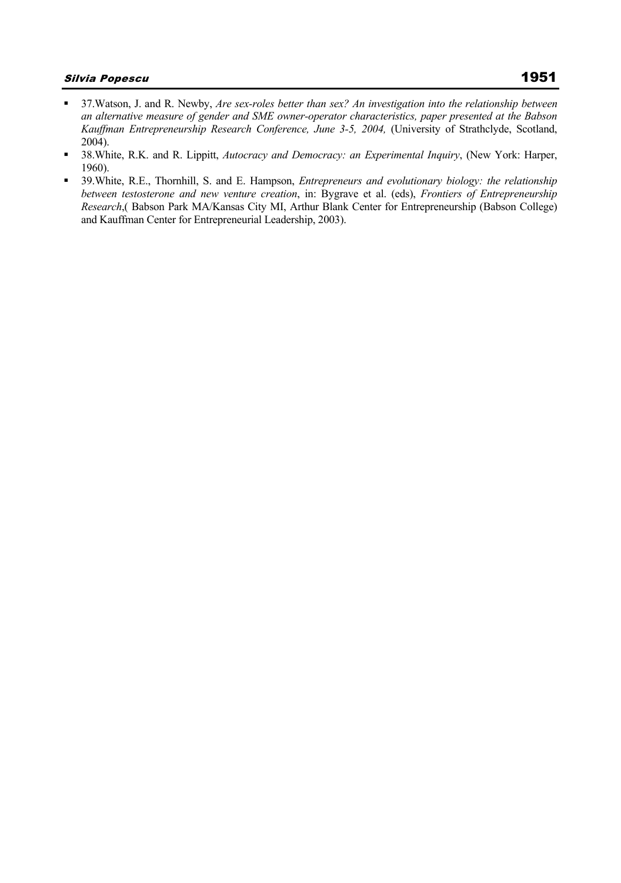- 37.Watson, J. and R. Newby, *Are sex-roles better than sex? An investigation into the relationship between an alternative measure of gender and SME owner-operator characteristics, paper presented at the Babson Kauffman Entrepreneurship Research Conference, June 3-5, 2004,* (University of Strathclyde, Scotland, 2004).
- 38.White, R.K. and R. Lippitt, *Autocracy and Democracy: an Experimental Inquiry*, (New York: Harper, 1960).
- 39.White, R.E., Thornhill, S. and E. Hampson, *Entrepreneurs and evolutionary biology: the relationship between testosterone and new venture creation*, in: Bygrave et al. (eds), *Frontiers of Entrepreneurship Research*,( Babson Park MA/Kansas City MI, Arthur Blank Center for Entrepreneurship (Babson College) and Kauffman Center for Entrepreneurial Leadership, 2003).